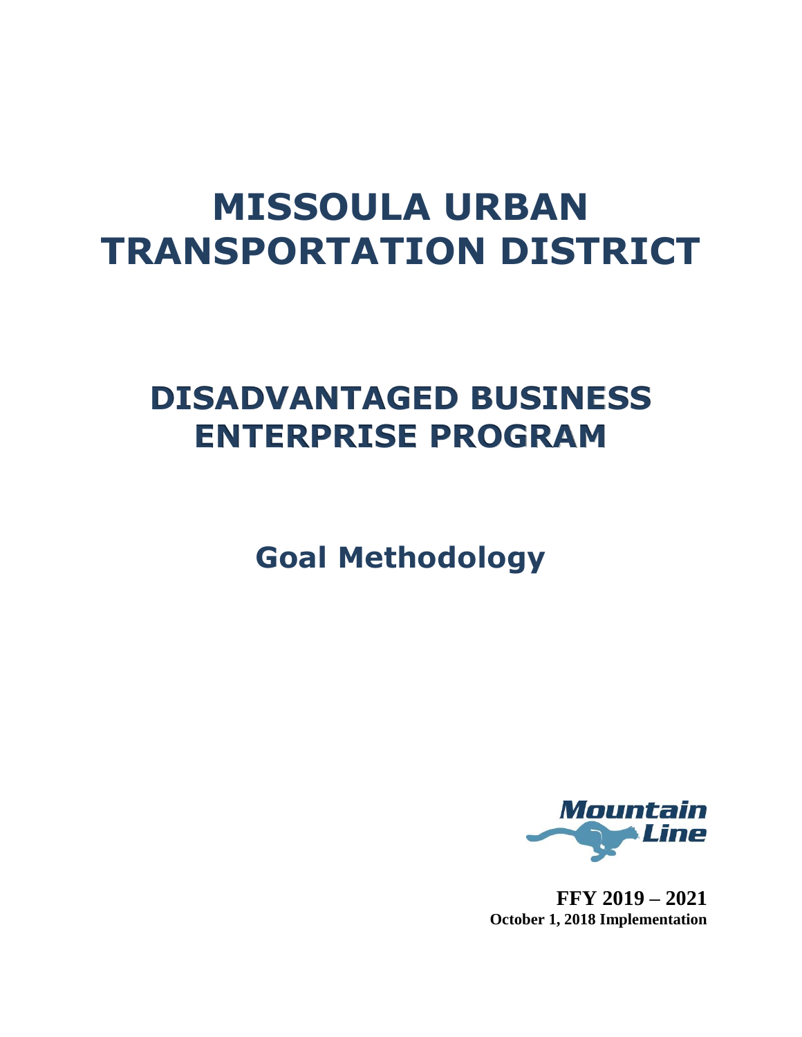# MISSOULA URBAN TRANSPORTATION DISTRICT

## DISADVANTAGED BUSINESS ENTERPRISE PROGRAM

### Goal Methodology

Mountain Line

**FFY 2019 – 2021**
**October 1, 2018 Implementation**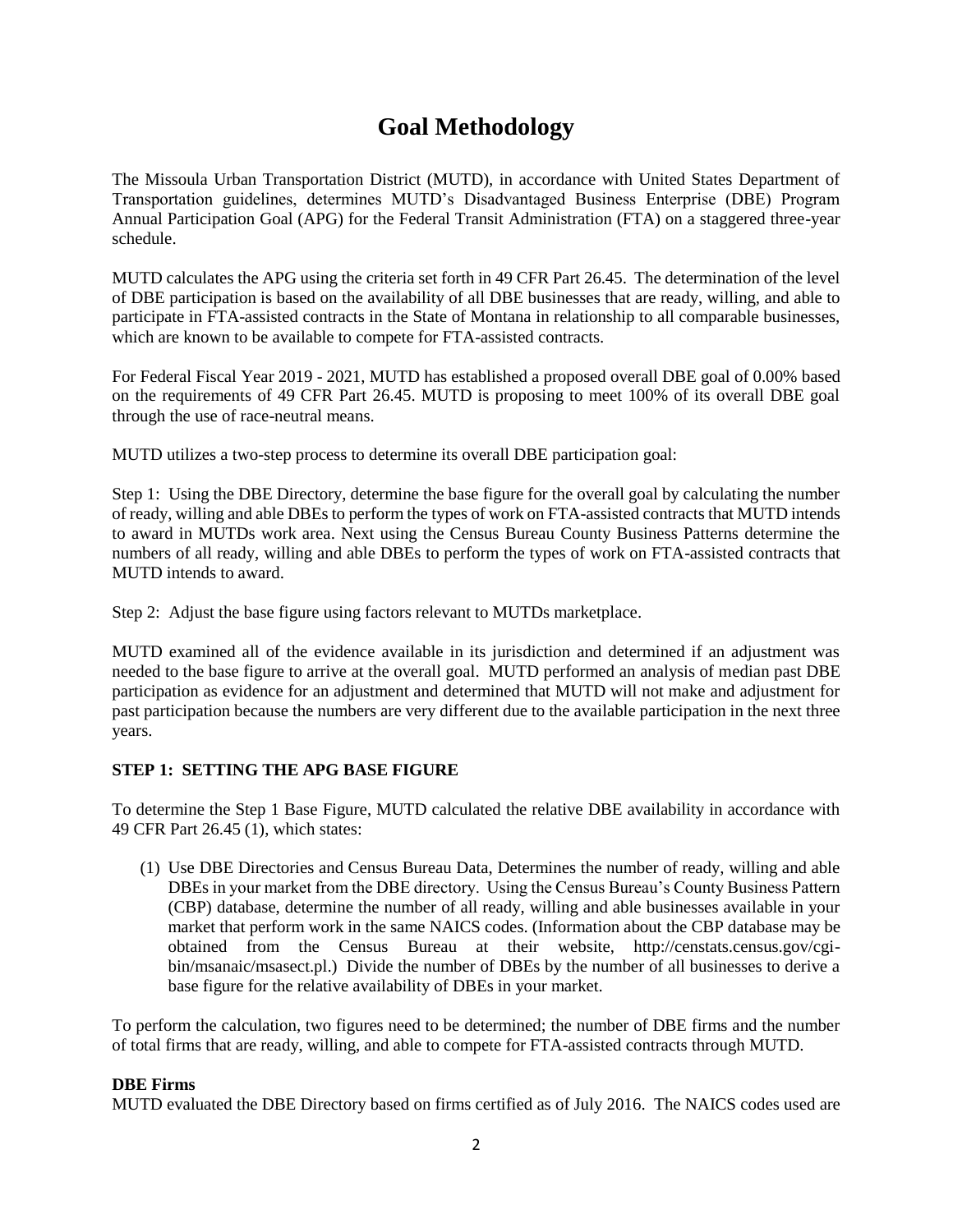# Goal Methodology

The Missoula Urban Transportation District (MUTD), in accordance with United States Department of Transportation guidelines, determines MUTD's Disadvantaged Business Enterprise (DBE) Program Annual Participation Goal (APG) for the Federal Transit Administration (FTA) on a staggered three-year schedule.

MUTD calculates the APG using the criteria set forth in 49 CFR Part 26.45. The determination of the level of DBE participation is based on the availability of all DBE businesses that are ready, willing, and able to participate in FTA-assisted contracts in the State of Montana in relationship to all comparable businesses, which are known to be available to compete for FTA-assisted contracts.

For Federal Fiscal Year 2019 - 2021, MUTD has established a proposed overall DBE goal of 0.00% based on the requirements of 49 CFR Part 26.45. MUTD is proposing to meet 100% of its overall DBE goal through the use of race-neutral means.

MUTD utilizes a two-step process to determine its overall DBE participation goal:

Step 1: Using the DBE Directory, determine the base figure for the overall goal by calculating the number of ready, willing and able DBEs to perform the types of work on FTA-assisted contracts that MUTD intends to award in MUTDs work area. Next using the Census Bureau County Business Patterns determine the numbers of all ready, willing and able DBEs to perform the types of work on FTA-assisted contracts that MUTD intends to award.

Step 2: Adjust the base figure using factors relevant to MUTDs marketplace.

MUTD examined all of the evidence available in its jurisdiction and determined if an adjustment was needed to the base figure to arrive at the overall goal. MUTD performed an analysis of median past DBE participation as evidence for an adjustment and determined that MUTD will not make and adjustment for past participation because the numbers are very different due to the available participation in the next three years.

### STEP 1: SETTING THE APG BASE FIGURE

To determine the Step 1 Base Figure, MUTD calculated the relative DBE availability in accordance with 49 CFR Part 26.45 (1), which states:

(1) Use DBE Directories and Census Bureau Data, Determines the number of ready, willing and able DBEs in your market from the DBE directory. Using the Census Bureau's County Business Pattern (CBP) database, determine the number of all ready, willing and able businesses available in your market that perform work in the same NAICS codes. (Information about the CBP database may be obtained from the Census Bureau at their website, http://censtats.census.gov/cgi-bin/msanaic/msasect.pl.) Divide the number of DBEs by the number of all businesses to derive a base figure for the relative availability of DBEs in your market.

To perform the calculation, two figures need to be determined; the number of DBE firms and the number of total firms that are ready, willing, and able to compete for FTA-assisted contracts through MUTD.

**DBE Firms**

MUTD evaluated the DBE Directory based on firms certified as of July 2016. The NAICS codes used are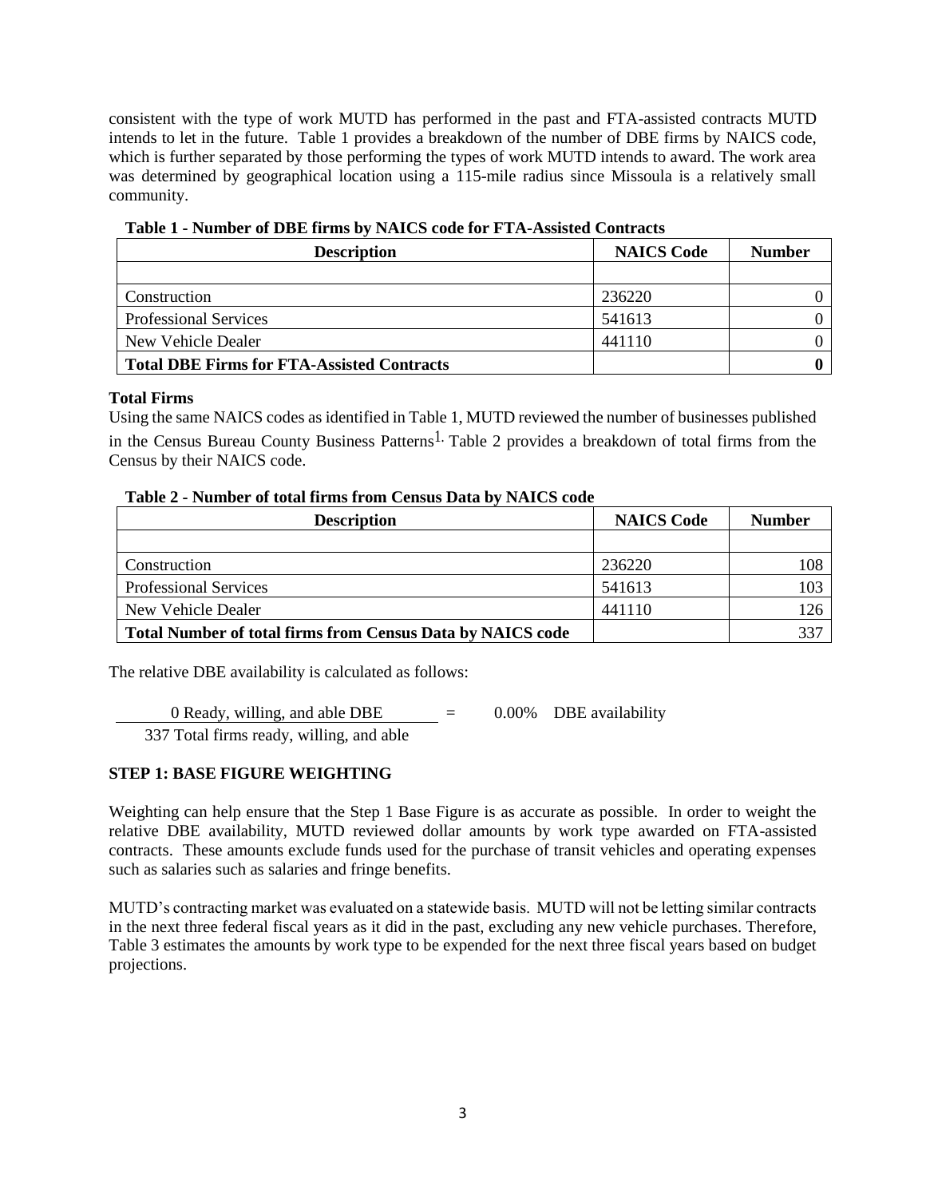consistent with the type of work MUTD has performed in the past and FTA-assisted contracts MUTD intends to let in the future. Table 1 provides a breakdown of the number of DBE firms by NAICS code, which is further separated by those performing the types of work MUTD intends to award. The work area was determined by geographical location using a 115-mile radius since Missoula is a relatively small community.

**Table 1 - Number of DBE firms by NAICS code for FTA-Assisted Contracts**

| Description | NAICS Code | Number |
|---|---|---|
| | | |
| Construction | 236220 | 0 |
| Professional Services | 541613 | 0 |
| New Vehicle Dealer | 441110 | 0 |
| **Total DBE Firms for FTA-Assisted Contracts** | | **0** |

**Total Firms**

Using the same NAICS codes as identified in Table 1, MUTD reviewed the number of businesses published in the Census Bureau County Business Patterns[1]. Table 2 provides a breakdown of total firms from the Census by their NAICS code.

**Table 2 - Number of total firms from Census Data by NAICS code**

| Description | NAICS Code | Number |
|---|---|---|
| | | |
| Construction | 236220 | 108 |
| Professional Services | 541613 | 103 |
| New Vehicle Dealer | 441110 | 126 |
| **Total Number of total firms from Census Data by NAICS code** | | 337 |

The relative DBE availability is calculated as follows:

$$\frac{\text{0 Ready, willing, and able DBE}}{\text{337 Total firms ready, willing, and able}} = 0.00\% \text{ DBE availability}$$

**STEP 1: BASE FIGURE WEIGHTING**

Weighting can help ensure that the Step 1 Base Figure is as accurate as possible. In order to weight the relative DBE availability, MUTD reviewed dollar amounts by work type awarded on FTA-assisted contracts. These amounts exclude funds used for the purchase of transit vehicles and operating expenses such as salaries such as salaries and fringe benefits.

MUTD's contracting market was evaluated on a statewide basis. MUTD will not be letting similar contracts in the next three federal fiscal years as it did in the past, excluding any new vehicle purchases. Therefore, Table 3 estimates the amounts by work type to be expended for the next three fiscal years based on budget projections.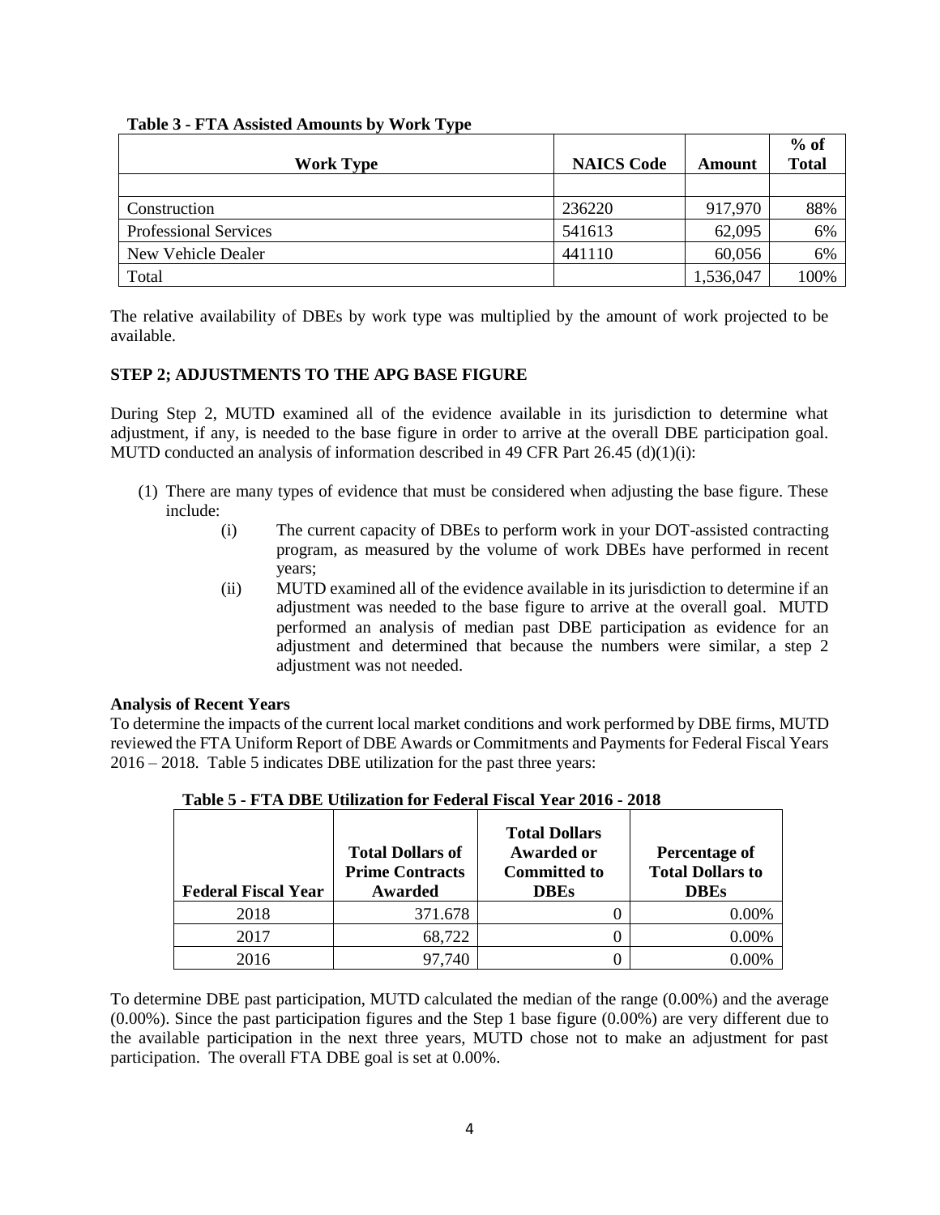**Table 3 - FTA Assisted Amounts by Work Type**

| Work Type | NAICS Code | Amount | % of Total |
|---|---|---|---|
| | | | |
| Construction | 236220 | 917,970 | 88% |
| Professional Services | 541613 | 62,095 | 6% |
| New Vehicle Dealer | 441110 | 60,056 | 6% |
| Total | | 1,536,047 | 100% |

The relative availability of DBEs by work type was multiplied by the amount of work projected to be available.

**STEP 2; ADJUSTMENTS TO THE APG BASE FIGURE**

During Step 2, MUTD examined all of the evidence available in its jurisdiction to determine what adjustment, if any, is needed to the base figure in order to arrive at the overall DBE participation goal. MUTD conducted an analysis of information described in 49 CFR Part 26.45 (d)(1)(i):

(1) There are many types of evidence that must be considered when adjusting the base figure. These include:

  (i) The current capacity of DBEs to perform work in your DOT-assisted contracting program, as measured by the volume of work DBEs have performed in recent years;

  (ii) MUTD examined all of the evidence available in its jurisdiction to determine if an adjustment was needed to the base figure to arrive at the overall goal. MUTD performed an analysis of median past DBE participation as evidence for an adjustment and determined that because the numbers were similar, a step 2 adjustment was not needed.

**Analysis of Recent Years**

To determine the impacts of the current local market conditions and work performed by DBE firms, MUTD reviewed the FTA Uniform Report of DBE Awards or Commitments and Payments for Federal Fiscal Years 2016 – 2018. Table 5 indicates DBE utilization for the past three years:

**Table 5 - FTA DBE Utilization for Federal Fiscal Year 2016 - 2018**

| Federal Fiscal Year | Total Dollars of Prime Contracts Awarded | Total Dollars Awarded or Committed to DBEs | Percentage of Total Dollars to DBEs |
|---|---|---|---|
| 2018 | 371.678 | 0 | 0.00% |
| 2017 | 68,722 | 0 | 0.00% |
| 2016 | 97,740 | 0 | 0.00% |

To determine DBE past participation, MUTD calculated the median of the range (0.00%) and the average (0.00%). Since the past participation figures and the Step 1 base figure (0.00%) are very different due to the available participation in the next three years, MUTD chose not to make an adjustment for past participation. The overall FTA DBE goal is set at 0.00%.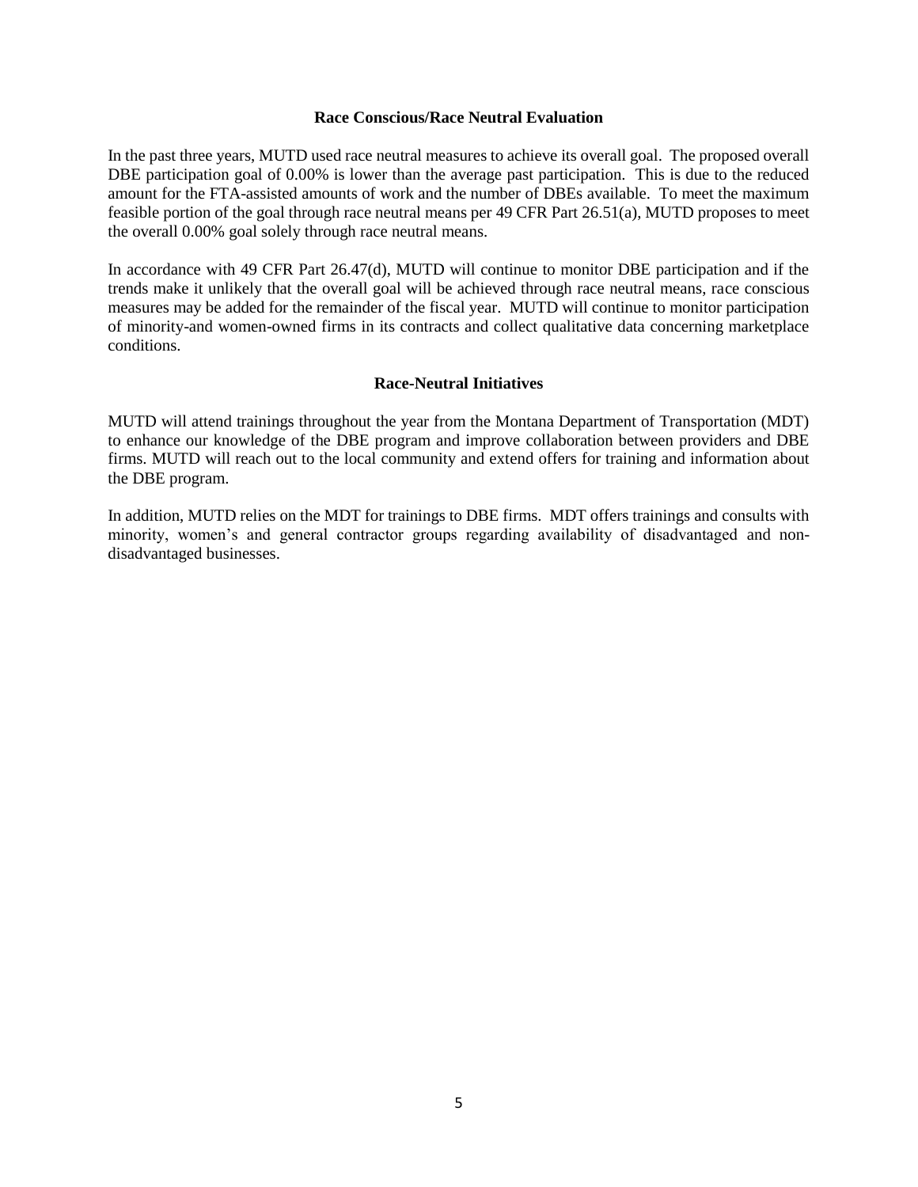### Race Conscious/Race Neutral Evaluation

In the past three years, MUTD used race neutral measures to achieve its overall goal. The proposed overall DBE participation goal of 0.00% is lower than the average past participation. This is due to the reduced amount for the FTA-assisted amounts of work and the number of DBEs available. To meet the maximum feasible portion of the goal through race neutral means per 49 CFR Part 26.51(a), MUTD proposes to meet the overall 0.00% goal solely through race neutral means.

In accordance with 49 CFR Part 26.47(d), MUTD will continue to monitor DBE participation and if the trends make it unlikely that the overall goal will be achieved through race neutral means, race conscious measures may be added for the remainder of the fiscal year. MUTD will continue to monitor participation of minority-and women-owned firms in its contracts and collect qualitative data concerning marketplace conditions.

### Race-Neutral Initiatives

MUTD will attend trainings throughout the year from the Montana Department of Transportation (MDT) to enhance our knowledge of the DBE program and improve collaboration between providers and DBE firms. MUTD will reach out to the local community and extend offers for training and information about the DBE program.

In addition, MUTD relies on the MDT for trainings to DBE firms. MDT offers trainings and consults with minority, women's and general contractor groups regarding availability of disadvantaged and non-disadvantaged businesses.